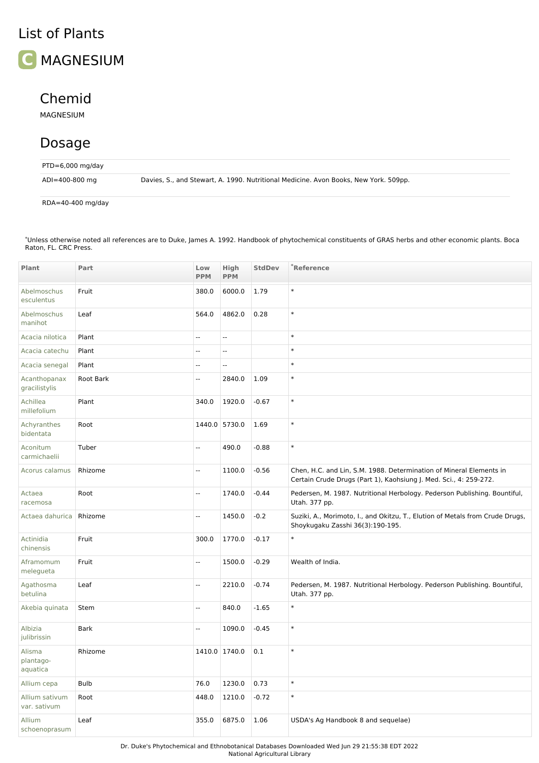# List of Plants

## MAGNESIUM

### Chemid

MAGNESIUM

### Dosage

| | |
|---|---|
| PTD=6,000 mg/day | |
| ADI=400-800 mg | Davies, S., and Stewart, A. 1990. Nutritional Medicine. Avon Books, New York. 509pp. |
| RDA=40-400 mg/day | |

*Unless otherwise noted all references are to Duke, James A. 1992. Handbook of phytochemical constituents of GRAS herbs and other economic plants. Boca Raton, FL. CRC Press.

| Plant | Part | Low PPM | High PPM | StdDev | *Reference |
|---|---|---|---|---|---|
| Abelmoschus esculentus | Fruit | 380.0 | 6000.0 | 1.79 | * |
| Abelmoschus manihot | Leaf | 564.0 | 4862.0 | 0.28 | * |
| Acacia nilotica | Plant | -- | -- | | * |
| Acacia catechu | Plant | -- | -- | | * |
| Acacia senegal | Plant | -- | -- | | * |
| Acanthopanax gracilistylis | Root Bark | -- | 2840.0 | 1.09 | * |
| Achillea millefolium | Plant | 340.0 | 1920.0 | -0.67 | * |
| Achyranthes bidentata | Root | 1440.0 | 5730.0 | 1.69 | * |
| Aconitum carmichaelii | Tuber | -- | 490.0 | -0.88 | * |
| Acorus calamus | Rhizome | -- | 1100.0 | -0.56 | Chen, H.C. and Lin, S.M. 1988. Determination of Mineral Elements in Certain Crude Drugs (Part 1), Kaohsiung J. Med. Sci., 4: 259-272. |
| Actaea racemosa | Root | -- | 1740.0 | -0.44 | Pedersen, M. 1987. Nutritional Herbology. Pederson Publishing. Bountiful, Utah. 377 pp. |
| Actaea dahurica | Rhizome | -- | 1450.0 | -0.2 | Suziki, A., Morimoto, I., and Okitzu, T., Elution of Metals from Crude Drugs, Shoykugaku Zasshi 36(3):190-195. |
| Actinidia chinensis | Fruit | 300.0 | 1770.0 | -0.17 | * |
| Aframomum melegueta | Fruit | -- | 1500.0 | -0.29 | Wealth of India. |
| Agathosma betulina | Leaf | -- | 2210.0 | -0.74 | Pedersen, M. 1987. Nutritional Herbology. Pederson Publishing. Bountiful, Utah. 377 pp. |
| Akebia quinata | Stem | -- | 840.0 | -1.65 | * |
| Albizia julibrissin | Bark | -- | 1090.0 | -0.45 | * |
| Alisma plantago-aquatica | Rhizome | 1410.0 | 1740.0 | 0.1 | * |
| Allium cepa | Bulb | 76.0 | 1230.0 | 0.73 | * |
| Allium sativum var. sativum | Root | 448.0 | 1210.0 | -0.72 | * |
| Allium schoenoprasum | Leaf | 355.0 | 6875.0 | 1.06 | USDA's Ag Handbook 8 and sequelae) |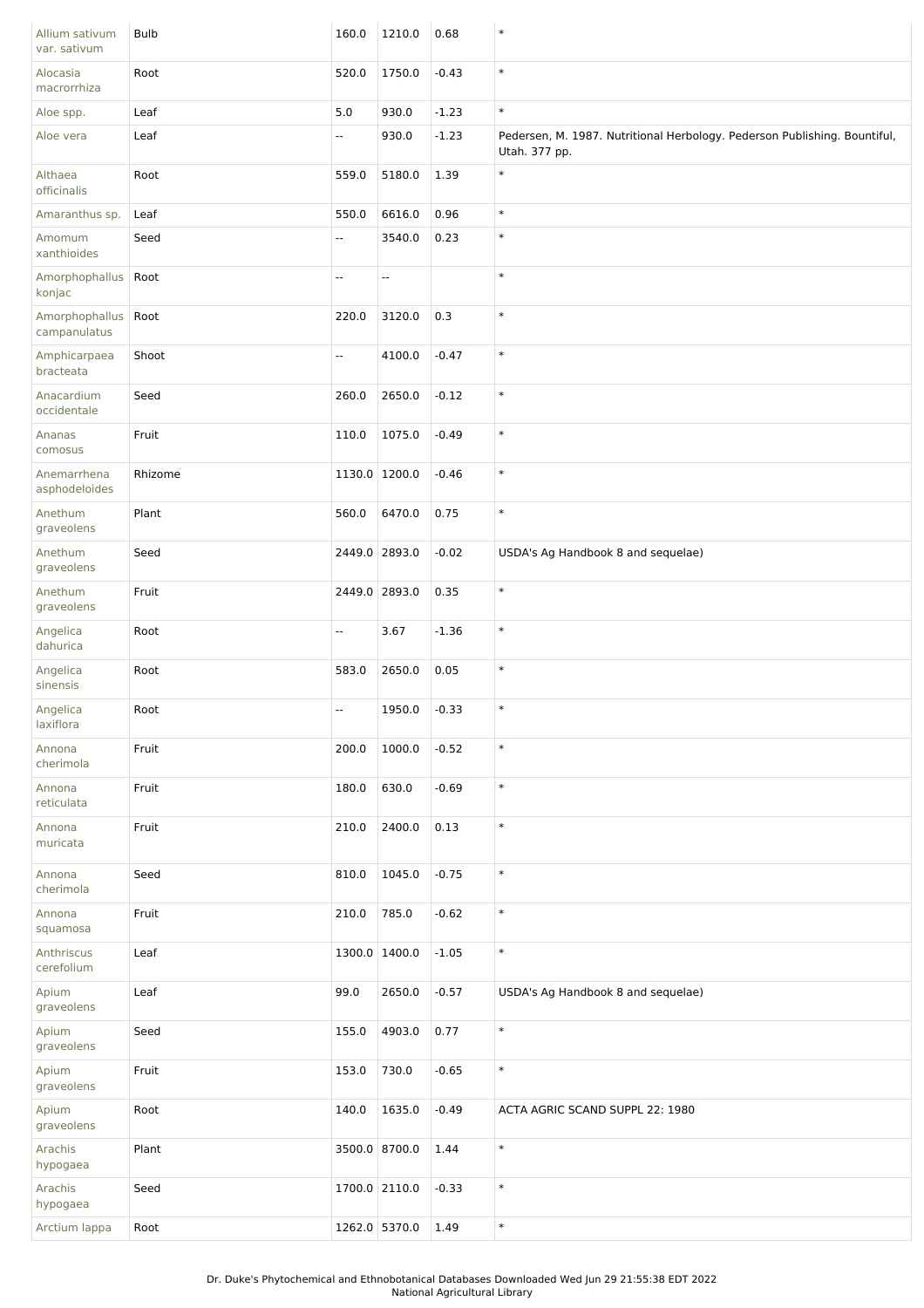| | | | | | |
|---|---|---|---|---|---|
| Allium sativum var. sativum | Bulb | 160.0 | 1210.0 | 0.68 | * |
| Alocasia macrorrhiza | Root | 520.0 | 1750.0 | -0.43 | * |
| Aloe spp. | Leaf | 5.0 | 930.0 | -1.23 | * |
| Aloe vera | Leaf | -- | 930.0 | -1.23 | Pedersen, M. 1987. Nutritional Herbology. Pederson Publishing. Bountiful, Utah. 377 pp. |
| Althaea officinalis | Root | 559.0 | 5180.0 | 1.39 | * |
| Amaranthus sp. | Leaf | 550.0 | 6616.0 | 0.96 | * |
| Amomum xanthioides | Seed | -- | 3540.0 | 0.23 | * |
| Amorphophallus konjac | Root | -- | -- | | * |
| Amorphophallus campanulatus | Root | 220.0 | 3120.0 | 0.3 | * |
| Amphicarpaea bracteata | Shoot | -- | 4100.0 | -0.47 | * |
| Anacardium occidentale | Seed | 260.0 | 2650.0 | -0.12 | * |
| Ananas comosus | Fruit | 110.0 | 1075.0 | -0.49 | * |
| Anemarrhena asphodeloides | Rhizome | 1130.0 | 1200.0 | -0.46 | * |
| Anethum graveolens | Plant | 560.0 | 6470.0 | 0.75 | * |
| Anethum graveolens | Seed | 2449.0 | 2893.0 | -0.02 | USDA's Ag Handbook 8 and sequelae) |
| Anethum graveolens | Fruit | 2449.0 | 2893.0 | 0.35 | * |
| Angelica dahurica | Root | -- | 3.67 | -1.36 | * |
| Angelica sinensis | Root | 583.0 | 2650.0 | 0.05 | * |
| Angelica laxiflora | Root | -- | 1950.0 | -0.33 | * |
| Annona cherimola | Fruit | 200.0 | 1000.0 | -0.52 | * |
| Annona reticulata | Fruit | 180.0 | 630.0 | -0.69 | * |
| Annona muricata | Fruit | 210.0 | 2400.0 | 0.13 | * |
| Annona cherimola | Seed | 810.0 | 1045.0 | -0.75 | * |
| Annona squamosa | Fruit | 210.0 | 785.0 | -0.62 | * |
| Anthriscus cerefolium | Leaf | 1300.0 | 1400.0 | -1.05 | * |
| Apium graveolens | Leaf | 99.0 | 2650.0 | -0.57 | USDA's Ag Handbook 8 and sequelae) |
| Apium graveolens | Seed | 155.0 | 4903.0 | 0.77 | * |
| Apium graveolens | Fruit | 153.0 | 730.0 | -0.65 | * |
| Apium graveolens | Root | 140.0 | 1635.0 | -0.49 | ACTA AGRIC SCAND SUPPL 22: 1980 |
| Arachis hypogaea | Plant | 3500.0 | 8700.0 | 1.44 | * |
| Arachis hypogaea | Seed | 1700.0 | 2110.0 | -0.33 | * |
| Arctium lappa | Root | 1262.0 | 5370.0 | 1.49 | * |

Dr. Duke's Phytochemical and Ethnobotanical Databases Downloaded Wed Jun 29 21:55:38 EDT 2022
National Agricultural Library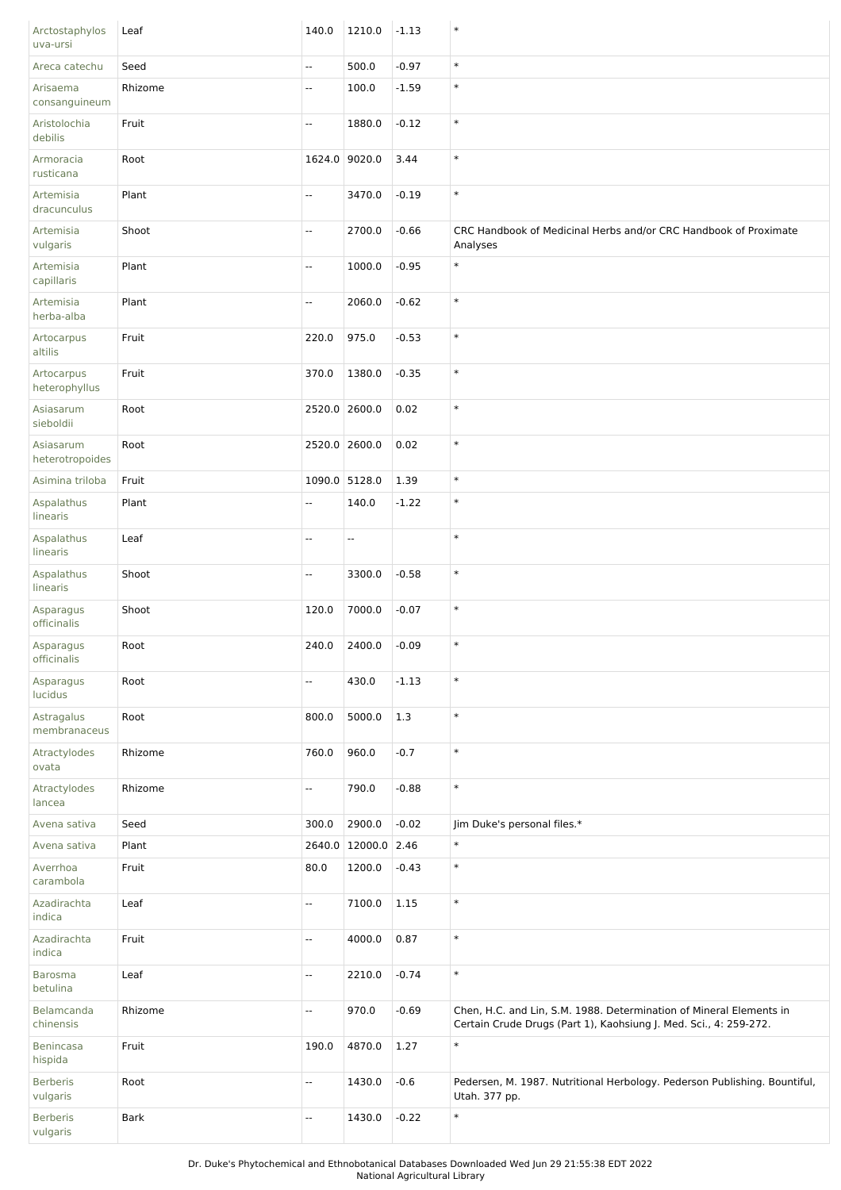| | | | | | |
|---|---|---|---|---|---|
| Arctostaphylos uva-ursi | Leaf | 140.0 | 1210.0 | -1.13 | * |
| Areca catechu | Seed | -- | 500.0 | -0.97 | * |
| Arisaema consanguineum | Rhizome | -- | 100.0 | -1.59 | * |
| Aristolochia debilis | Fruit | -- | 1880.0 | -0.12 | * |
| Armoracia rusticana | Root | 1624.0 | 9020.0 | 3.44 | * |
| Artemisia dracunculus | Plant | -- | 3470.0 | -0.19 | * |
| Artemisia vulgaris | Shoot | -- | 2700.0 | -0.66 | CRC Handbook of Medicinal Herbs and/or CRC Handbook of Proximate Analyses |
| Artemisia capillaris | Plant | -- | 1000.0 | -0.95 | * |
| Artemisia herba-alba | Plant | -- | 2060.0 | -0.62 | * |
| Artocarpus altilis | Fruit | 220.0 | 975.0 | -0.53 | * |
| Artocarpus heterophyllus | Fruit | 370.0 | 1380.0 | -0.35 | * |
| Asiasarum sieboldii | Root | 2520.0 | 2600.0 | 0.02 | * |
| Asiasarum heterotropoides | Root | 2520.0 | 2600.0 | 0.02 | * |
| Asimina triloba | Fruit | 1090.0 | 5128.0 | 1.39 | * |
| Aspalathus linearis | Plant | -- | 140.0 | -1.22 | * |
| Aspalathus linearis | Leaf | -- | -- | | * |
| Aspalathus linearis | Shoot | -- | 3300.0 | -0.58 | * |
| Asparagus officinalis | Shoot | 120.0 | 7000.0 | -0.07 | * |
| Asparagus officinalis | Root | 240.0 | 2400.0 | -0.09 | * |
| Asparagus lucidus | Root | -- | 430.0 | -1.13 | * |
| Astragalus membranaceus | Root | 800.0 | 5000.0 | 1.3 | * |
| Atractylodes ovata | Rhizome | 760.0 | 960.0 | -0.7 | * |
| Atractylodes lancea | Rhizome | -- | 790.0 | -0.88 | * |
| Avena sativa | Seed | 300.0 | 2900.0 | -0.02 | Jim Duke's personal files.* |
| Avena sativa | Plant | 2640.0 | 12000.0 | 2.46 | * |
| Averrhoa carambola | Fruit | 80.0 | 1200.0 | -0.43 | * |
| Azadirachta indica | Leaf | -- | 7100.0 | 1.15 | * |
| Azadirachta indica | Fruit | -- | 4000.0 | 0.87 | * |
| Barosma betulina | Leaf | -- | 2210.0 | -0.74 | * |
| Belamcanda chinensis | Rhizome | -- | 970.0 | -0.69 | Chen, H.C. and Lin, S.M. 1988. Determination of Mineral Elements in Certain Crude Drugs (Part 1), Kaohsiung J. Med. Sci., 4: 259-272. |
| Benincasa hispida | Fruit | 190.0 | 4870.0 | 1.27 | * |
| Berberis vulgaris | Root | -- | 1430.0 | -0.6 | Pedersen, M. 1987. Nutritional Herbology. Pederson Publishing. Bountiful, Utah. 377 pp. |
| Berberis vulgaris | Bark | -- | 1430.0 | -0.22 | * |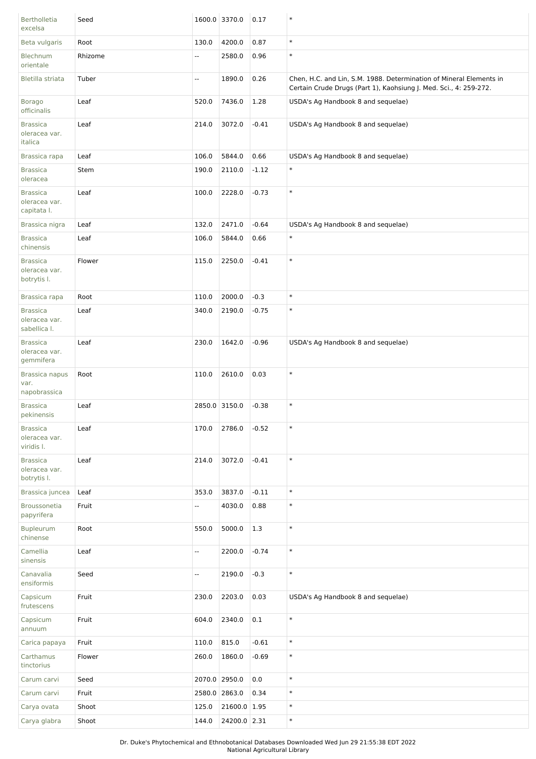| | | | | | |
|---|---|---|---|---|---|
| Bertholletia excelsa | Seed | 1600.0 | 3370.0 | 0.17 | * |
| Beta vulgaris | Root | 130.0 | 4200.0 | 0.87 | * |
| Blechnum orientale | Rhizome | -- | 2580.0 | 0.96 | * |
| Bletilla striata | Tuber | -- | 1890.0 | 0.26 | Chen, H.C. and Lin, S.M. 1988. Determination of Mineral Elements in Certain Crude Drugs (Part 1), Kaohsiung J. Med. Sci., 4: 259-272. |
| Borago officinalis | Leaf | 520.0 | 7436.0 | 1.28 | USDA's Ag Handbook 8 and sequelae) |
| Brassica oleracea var. italica | Leaf | 214.0 | 3072.0 | -0.41 | USDA's Ag Handbook 8 and sequelae) |
| Brassica rapa | Leaf | 106.0 | 5844.0 | 0.66 | USDA's Ag Handbook 8 and sequelae) |
| Brassica oleracea | Stem | 190.0 | 2110.0 | -1.12 | * |
| Brassica oleracea var. capitata l. | Leaf | 100.0 | 2228.0 | -0.73 | * |
| Brassica nigra | Leaf | 132.0 | 2471.0 | -0.64 | USDA's Ag Handbook 8 and sequelae) |
| Brassica chinensis | Leaf | 106.0 | 5844.0 | 0.66 | * |
| Brassica oleracea var. botrytis l. | Flower | 115.0 | 2250.0 | -0.41 | * |
| Brassica rapa | Root | 110.0 | 2000.0 | -0.3 | * |
| Brassica oleracea var. sabellica l. | Leaf | 340.0 | 2190.0 | -0.75 | * |
| Brassica oleracea var. gemmifera | Leaf | 230.0 | 1642.0 | -0.96 | USDA's Ag Handbook 8 and sequelae) |
| Brassica napus var. napobrassica | Root | 110.0 | 2610.0 | 0.03 | * |
| Brassica pekinensis | Leaf | 2850.0 | 3150.0 | -0.38 | * |
| Brassica oleracea var. viridis l. | Leaf | 170.0 | 2786.0 | -0.52 | * |
| Brassica oleracea var. botrytis l. | Leaf | 214.0 | 3072.0 | -0.41 | * |
| Brassica juncea | Leaf | 353.0 | 3837.0 | -0.11 | * |
| Broussonetia papyrifera | Fruit | -- | 4030.0 | 0.88 | * |
| Bupleurum chinense | Root | 550.0 | 5000.0 | 1.3 | * |
| Camellia sinensis | Leaf | -- | 2200.0 | -0.74 | * |
| Canavalia ensiformis | Seed | -- | 2190.0 | -0.3 | * |
| Capsicum frutescens | Fruit | 230.0 | 2203.0 | 0.03 | USDA's Ag Handbook 8 and sequelae) |
| Capsicum annuum | Fruit | 604.0 | 2340.0 | 0.1 | * |
| Carica papaya | Fruit | 110.0 | 815.0 | -0.61 | * |
| Carthamus tinctorius | Flower | 260.0 | 1860.0 | -0.69 | * |
| Carum carvi | Seed | 2070.0 | 2950.0 | 0.0 | * |
| Carum carvi | Fruit | 2580.0 | 2863.0 | 0.34 | * |
| Carya ovata | Shoot | 125.0 | 21600.0 | 1.95 | * |
| Carya glabra | Shoot | 144.0 | 24200.0 | 2.31 | * |

Dr. Duke's Phytochemical and Ethnobotanical Databases Downloaded Wed Jun 29 21:55:38 EDT 2022
National Agricultural Library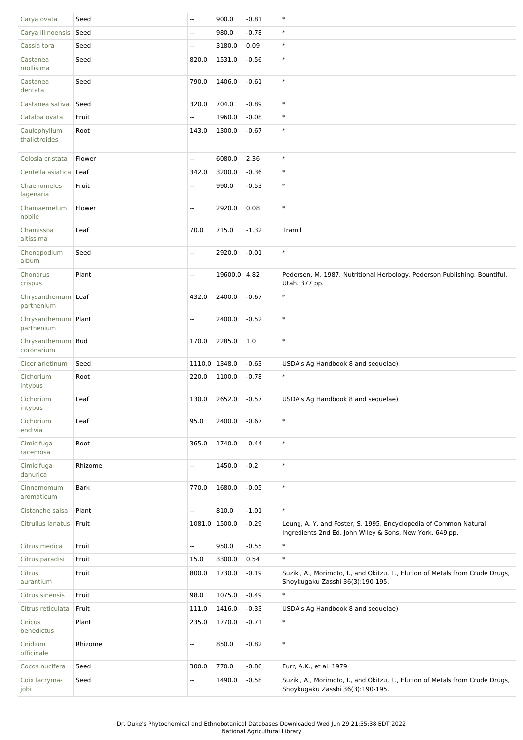| | | | | | |
|---|---|---|---|---|---|
| Carya ovata | Seed | -- | 900.0 | -0.81 | * |
| Carya illinoensis | Seed | -- | 980.0 | -0.78 | * |
| Cassia tora | Seed | -- | 3180.0 | 0.09 | * |
| Castanea mollisima | Seed | 820.0 | 1531.0 | -0.56 | * |
| Castanea dentata | Seed | 790.0 | 1406.0 | -0.61 | * |
| Castanea sativa | Seed | 320.0 | 704.0 | -0.89 | * |
| Catalpa ovata | Fruit | -- | 1960.0 | -0.08 | * |
| Caulophyllum thalictroides | Root | 143.0 | 1300.0 | -0.67 | * |
| Celosia cristata | Flower | -- | 6080.0 | 2.36 | * |
| Centella asiatica | Leaf | 342.0 | 3200.0 | -0.36 | * |
| Chaenomeles lagenaria | Fruit | -- | 990.0 | -0.53 | * |
| Chamaemelum nobile | Flower | -- | 2920.0 | 0.08 | * |
| Chamissoa altissima | Leaf | 70.0 | 715.0 | -1.32 | Tramil |
| Chenopodium album | Seed | -- | 2920.0 | -0.01 | * |
| Chondrus crispus | Plant | -- | 19600.0 | 4.82 | Pedersen, M. 1987. Nutritional Herbology. Pederson Publishing. Bountiful, Utah. 377 pp. |
| Chrysanthemum parthenium | Leaf | 432.0 | 2400.0 | -0.67 | * |
| Chrysanthemum parthenium | Plant | -- | 2400.0 | -0.52 | * |
| Chrysanthemum coronarium | Bud | 170.0 | 2285.0 | 1.0 | * |
| Cicer arietinum | Seed | 1110.0 | 1348.0 | -0.63 | USDA's Ag Handbook 8 and sequelae) |
| Cichorium intybus | Root | 220.0 | 1100.0 | -0.78 | * |
| Cichorium intybus | Leaf | 130.0 | 2652.0 | -0.57 | USDA's Ag Handbook 8 and sequelae) |
| Cichorium endivia | Leaf | 95.0 | 2400.0 | -0.67 | * |
| Cimicifuga racemosa | Root | 365.0 | 1740.0 | -0.44 | * |
| Cimicifuga dahurica | Rhizome | -- | 1450.0 | -0.2 | * |
| Cinnamomum aromaticum | Bark | 770.0 | 1680.0 | -0.05 | * |
| Cistanche salsa | Plant | -- | 810.0 | -1.01 | * |
| Citrullus lanatus | Fruit | 1081.0 | 1500.0 | -0.29 | Leung, A. Y. and Foster, S. 1995. Encyclopedia of Common Natural Ingredients 2nd Ed. John Wiley & Sons, New York. 649 pp. |
| Citrus medica | Fruit | -- | 950.0 | -0.55 | * |
| Citrus paradisi | Fruit | 15.0 | 3300.0 | 0.54 | * |
| Citrus aurantium | Fruit | 800.0 | 1730.0 | -0.19 | Suziki, A., Morimoto, I., and Okitzu, T., Elution of Metals from Crude Drugs, Shoykugaku Zasshi 36(3):190-195. |
| Citrus sinensis | Fruit | 98.0 | 1075.0 | -0.49 | * |
| Citrus reticulata | Fruit | 111.0 | 1416.0 | -0.33 | USDA's Ag Handbook 8 and sequelae) |
| Cnicus benedictus | Plant | 235.0 | 1770.0 | -0.71 | * |
| Cnidium officinale | Rhizome | -- | 850.0 | -0.82 | * |
| Cocos nucifera | Seed | 300.0 | 770.0 | -0.86 | Furr, A.K., et al. 1979 |
| Coix lacryma-jobi | Seed | -- | 1490.0 | -0.58 | Suziki, A., Morimoto, I., and Okitzu, T., Elution of Metals from Crude Drugs, Shoykugaku Zasshi 36(3):190-195. |

Dr. Duke's Phytochemical and Ethnobotanical Databases Downloaded Wed Jun 29 21:55:38 EDT 2022
National Agricultural Library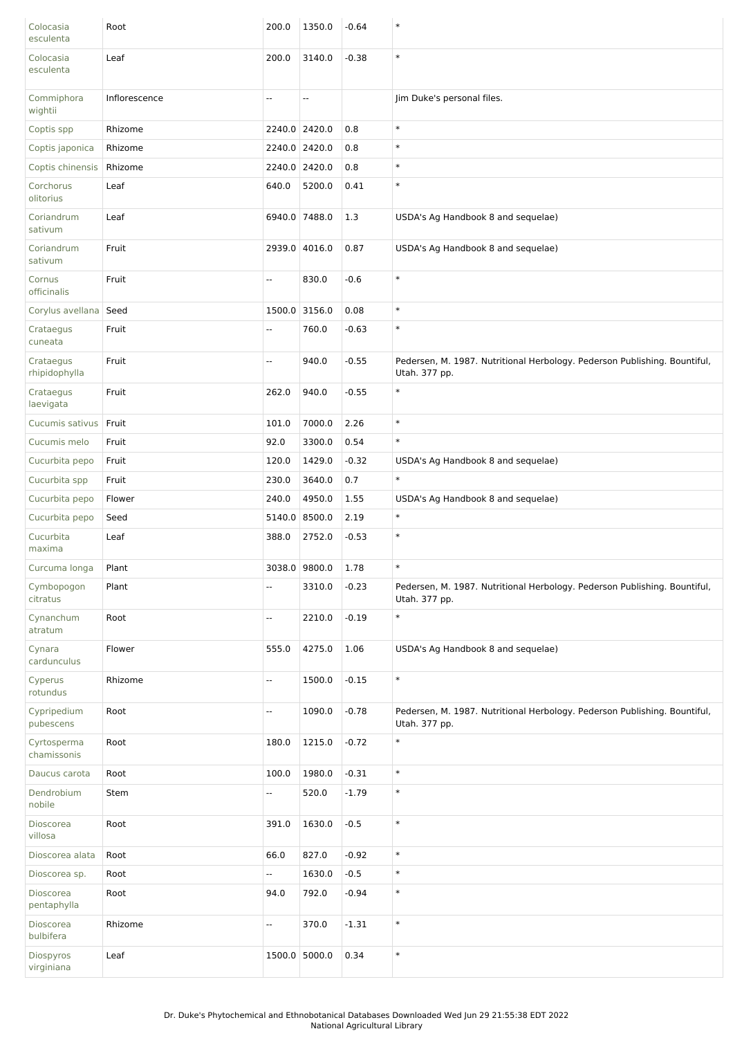| | | | | | |
|---|---|---|---|---|---|
| Colocasia esculenta | Root | 200.0 | 1350.0 | -0.64 | * |
| Colocasia esculenta | Leaf | 200.0 | 3140.0 | -0.38 | * |
| Commiphora wightii | Inflorescence | -- | -- | | Jim Duke's personal files. |
| Coptis spp | Rhizome | 2240.0 | 2420.0 | 0.8 | * |
| Coptis japonica | Rhizome | 2240.0 | 2420.0 | 0.8 | * |
| Coptis chinensis | Rhizome | 2240.0 | 2420.0 | 0.8 | * |
| Corchorus olitorius | Leaf | 640.0 | 5200.0 | 0.41 | * |
| Coriandrum sativum | Leaf | 6940.0 | 7488.0 | 1.3 | USDA's Ag Handbook 8 and sequelae) |
| Coriandrum sativum | Fruit | 2939.0 | 4016.0 | 0.87 | USDA's Ag Handbook 8 and sequelae) |
| Cornus officinalis | Fruit | -- | 830.0 | -0.6 | * |
| Corylus avellana | Seed | 1500.0 | 3156.0 | 0.08 | * |
| Crataegus cuneata | Fruit | -- | 760.0 | -0.63 | * |
| Crataegus rhipidophylla | Fruit | -- | 940.0 | -0.55 | Pedersen, M. 1987. Nutritional Herbology. Pederson Publishing. Bountiful, Utah. 377 pp. |
| Crataegus laevigata | Fruit | 262.0 | 940.0 | -0.55 | * |
| Cucumis sativus | Fruit | 101.0 | 7000.0 | 2.26 | * |
| Cucumis melo | Fruit | 92.0 | 3300.0 | 0.54 | * |
| Cucurbita pepo | Fruit | 120.0 | 1429.0 | -0.32 | USDA's Ag Handbook 8 and sequelae) |
| Cucurbita spp | Fruit | 230.0 | 3640.0 | 0.7 | * |
| Cucurbita pepo | Flower | 240.0 | 4950.0 | 1.55 | USDA's Ag Handbook 8 and sequelae) |
| Cucurbita pepo | Seed | 5140.0 | 8500.0 | 2.19 | * |
| Cucurbita maxima | Leaf | 388.0 | 2752.0 | -0.53 | * |
| Curcuma longa | Plant | 3038.0 | 9800.0 | 1.78 | * |
| Cymbopogon citratus | Plant | -- | 3310.0 | -0.23 | Pedersen, M. 1987. Nutritional Herbology. Pederson Publishing. Bountiful, Utah. 377 pp. |
| Cynanchum atratum | Root | -- | 2210.0 | -0.19 | * |
| Cynara cardunculus | Flower | 555.0 | 4275.0 | 1.06 | USDA's Ag Handbook 8 and sequelae) |
| Cyperus rotundus | Rhizome | -- | 1500.0 | -0.15 | * |
| Cypripedium pubescens | Root | -- | 1090.0 | -0.78 | Pedersen, M. 1987. Nutritional Herbology. Pederson Publishing. Bountiful, Utah. 377 pp. |
| Cyrtosperma chamissonis | Root | 180.0 | 1215.0 | -0.72 | * |
| Daucus carota | Root | 100.0 | 1980.0 | -0.31 | * |
| Dendrobium nobile | Stem | -- | 520.0 | -1.79 | * |
| Dioscorea villosa | Root | 391.0 | 1630.0 | -0.5 | * |
| Dioscorea alata | Root | 66.0 | 827.0 | -0.92 | * |
| Dioscorea sp. | Root | -- | 1630.0 | -0.5 | * |
| Dioscorea pentaphylla | Root | 94.0 | 792.0 | -0.94 | * |
| Dioscorea bulbifera | Rhizome | -- | 370.0 | -1.31 | * |
| Diospyros virginiana | Leaf | 1500.0 | 5000.0 | 0.34 | * |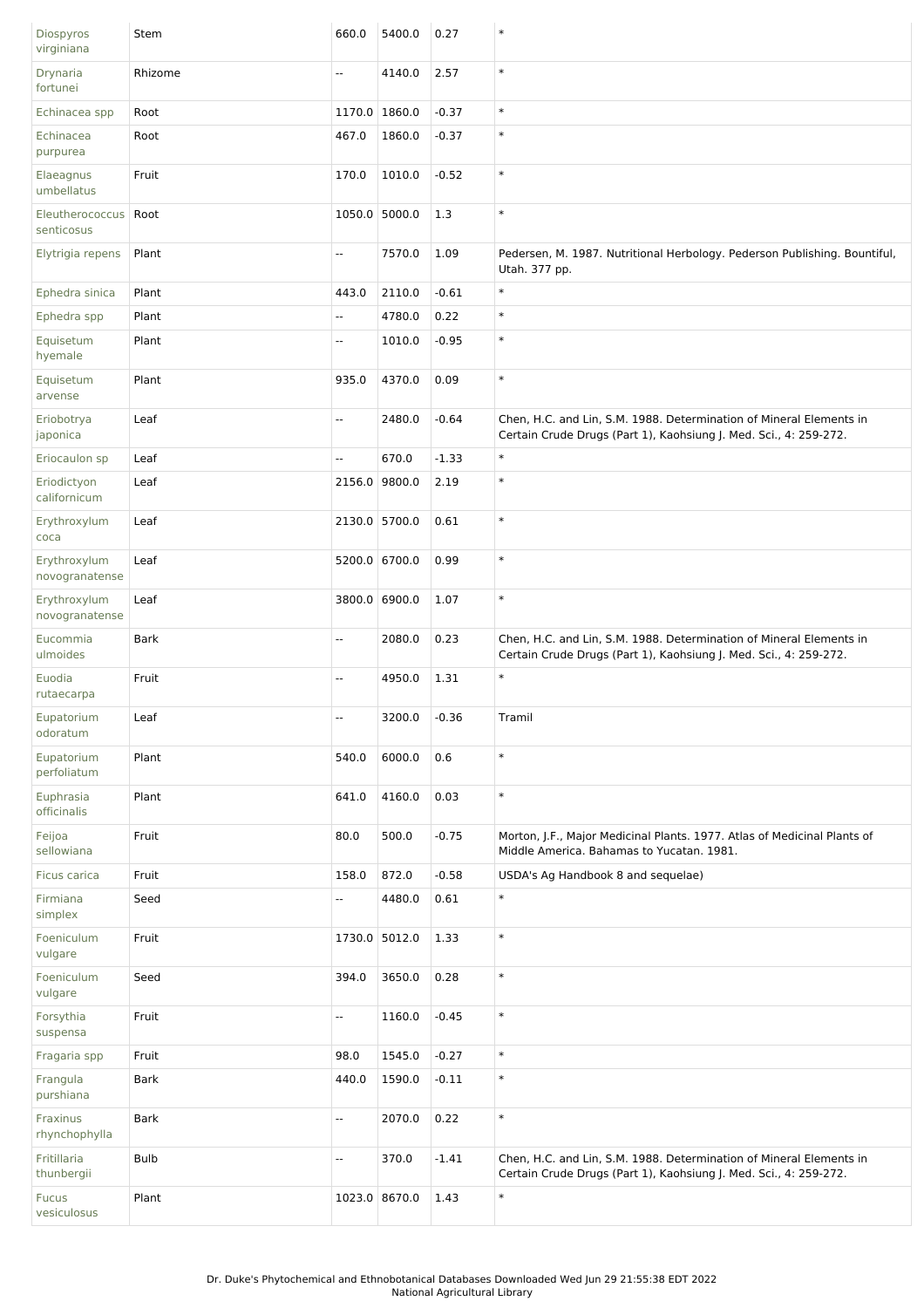| | | | | | |
|---|---|---|---|---|---|
| Diospyros virginiana | Stem | 660.0 | 5400.0 | 0.27 | * |
| Drynaria fortunei | Rhizome | -- | 4140.0 | 2.57 | * |
| Echinacea spp | Root | 1170.0 | 1860.0 | -0.37 | * |
| Echinacea purpurea | Root | 467.0 | 1860.0 | -0.37 | * |
| Elaeagnus umbellatus | Fruit | 170.0 | 1010.0 | -0.52 | * |
| Eleutherococcus senticosus | Root | 1050.0 | 5000.0 | 1.3 | * |
| Elytrigia repens | Plant | -- | 7570.0 | 1.09 | Pedersen, M. 1987. Nutritional Herbology. Pederson Publishing. Bountiful, Utah. 377 pp. |
| Ephedra sinica | Plant | 443.0 | 2110.0 | -0.61 | * |
| Ephedra spp | Plant | -- | 4780.0 | 0.22 | * |
| Equisetum hyemale | Plant | -- | 1010.0 | -0.95 | * |
| Equisetum arvense | Plant | 935.0 | 4370.0 | 0.09 | * |
| Eriobotrya japonica | Leaf | -- | 2480.0 | -0.64 | Chen, H.C. and Lin, S.M. 1988. Determination of Mineral Elements in Certain Crude Drugs (Part 1), Kaohsiung J. Med. Sci., 4: 259-272. |
| Eriocaulon sp | Leaf | -- | 670.0 | -1.33 | * |
| Eriodictyon californicum | Leaf | 2156.0 | 9800.0 | 2.19 | * |
| Erythroxylum coca | Leaf | 2130.0 | 5700.0 | 0.61 | * |
| Erythroxylum novogranatense | Leaf | 5200.0 | 6700.0 | 0.99 | * |
| Erythroxylum novogranatense | Leaf | 3800.0 | 6900.0 | 1.07 | * |
| Eucommia ulmoides | Bark | -- | 2080.0 | 0.23 | Chen, H.C. and Lin, S.M. 1988. Determination of Mineral Elements in Certain Crude Drugs (Part 1), Kaohsiung J. Med. Sci., 4: 259-272. |
| Euodia rutaecarpa | Fruit | -- | 4950.0 | 1.31 | * |
| Eupatorium odoratum | Leaf | -- | 3200.0 | -0.36 | Tramil |
| Eupatorium perfoliatum | Plant | 540.0 | 6000.0 | 0.6 | * |
| Euphrasia officinalis | Plant | 641.0 | 4160.0 | 0.03 | * |
| Feijoa sellowiana | Fruit | 80.0 | 500.0 | -0.75 | Morton, J.F., Major Medicinal Plants. 1977. Atlas of Medicinal Plants of Middle America. Bahamas to Yucatan. 1981. |
| Ficus carica | Fruit | 158.0 | 872.0 | -0.58 | USDA's Ag Handbook 8 and sequelae) |
| Firmiana simplex | Seed | -- | 4480.0 | 0.61 | * |
| Foeniculum vulgare | Fruit | 1730.0 | 5012.0 | 1.33 | * |
| Foeniculum vulgare | Seed | 394.0 | 3650.0 | 0.28 | * |
| Forsythia suspensa | Fruit | -- | 1160.0 | -0.45 | * |
| Fragaria spp | Fruit | 98.0 | 1545.0 | -0.27 | * |
| Frangula purshiana | Bark | 440.0 | 1590.0 | -0.11 | * |
| Fraxinus rhynchophylla | Bark | -- | 2070.0 | 0.22 | * |
| Fritillaria thunbergii | Bulb | -- | 370.0 | -1.41 | Chen, H.C. and Lin, S.M. 1988. Determination of Mineral Elements in Certain Crude Drugs (Part 1), Kaohsiung J. Med. Sci., 4: 259-272. |
| Fucus vesiculosus | Plant | 1023.0 | 8670.0 | 1.43 | * |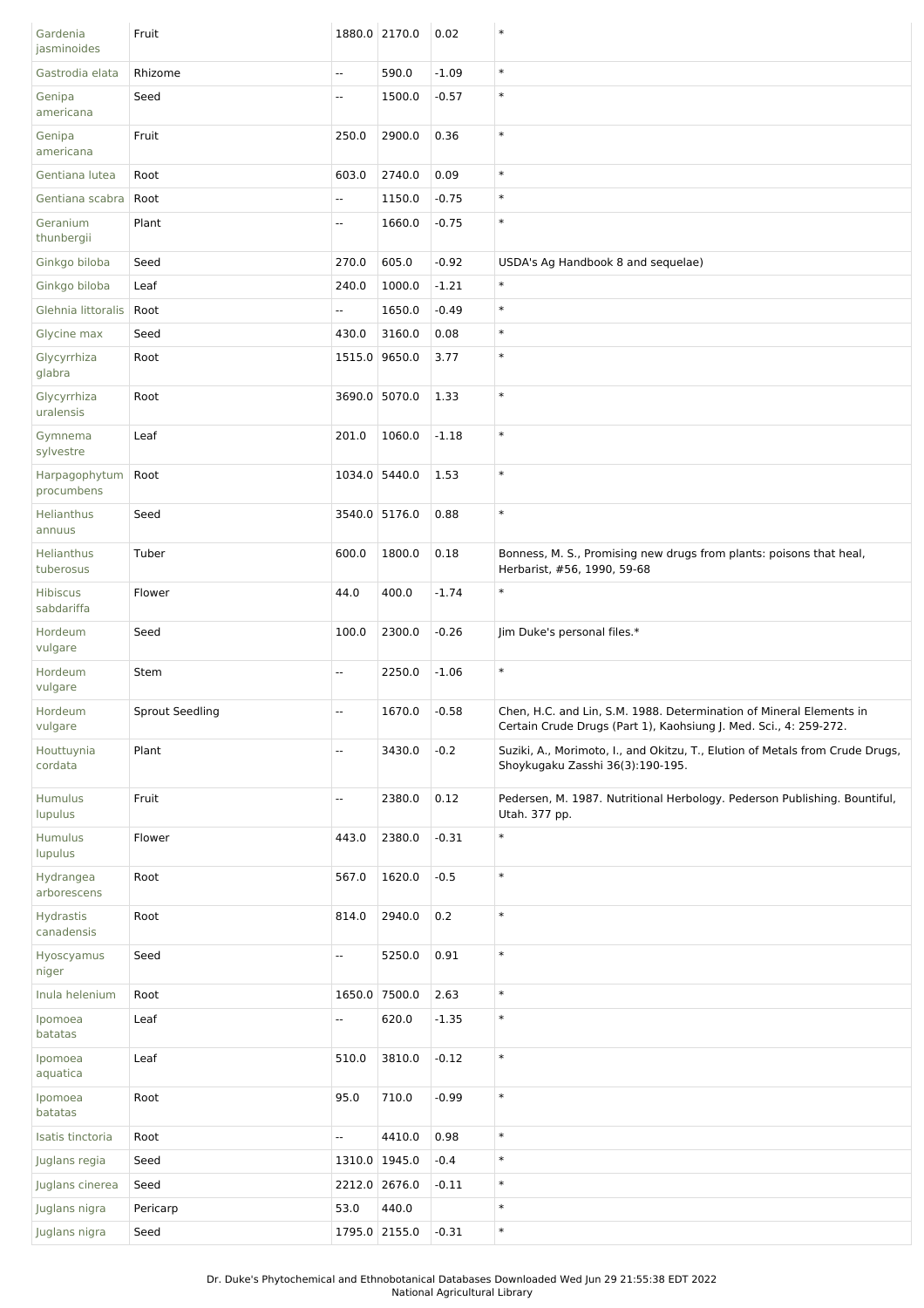| | | | | | |
|---|---|---|---|---|---|
| Gardenia jasminoides | Fruit | 1880.0 | 2170.0 | 0.02 | * |
| Gastrodia elata | Rhizome | -- | 590.0 | -1.09 | * |
| Genipa americana | Seed | -- | 1500.0 | -0.57 | * |
| Genipa americana | Fruit | 250.0 | 2900.0 | 0.36 | * |
| Gentiana lutea | Root | 603.0 | 2740.0 | 0.09 | * |
| Gentiana scabra | Root | -- | 1150.0 | -0.75 | * |
| Geranium thunbergii | Plant | -- | 1660.0 | -0.75 | * |
| Ginkgo biloba | Seed | 270.0 | 605.0 | -0.92 | USDA's Ag Handbook 8 and sequelae) |
| Ginkgo biloba | Leaf | 240.0 | 1000.0 | -1.21 | * |
| Glehnia littoralis | Root | -- | 1650.0 | -0.49 | * |
| Glycine max | Seed | 430.0 | 3160.0 | 0.08 | * |
| Glycyrrhiza glabra | Root | 1515.0 | 9650.0 | 3.77 | * |
| Glycyrrhiza uralensis | Root | 3690.0 | 5070.0 | 1.33 | * |
| Gymnema sylvestre | Leaf | 201.0 | 1060.0 | -1.18 | * |
| Harpagophytum procumbens | Root | 1034.0 | 5440.0 | 1.53 | * |
| Helianthus annuus | Seed | 3540.0 | 5176.0 | 0.88 | * |
| Helianthus tuberosus | Tuber | 600.0 | 1800.0 | 0.18 | Bonness, M. S., Promising new drugs from plants: poisons that heal, Herbarist, #56, 1990, 59-68 |
| Hibiscus sabdariffa | Flower | 44.0 | 400.0 | -1.74 | * |
| Hordeum vulgare | Seed | 100.0 | 2300.0 | -0.26 | Jim Duke's personal files.* |
| Hordeum vulgare | Stem | -- | 2250.0 | -1.06 | * |
| Hordeum vulgare | Sprout Seedling | -- | 1670.0 | -0.58 | Chen, H.C. and Lin, S.M. 1988. Determination of Mineral Elements in Certain Crude Drugs (Part 1), Kaohsiung J. Med. Sci., 4: 259-272. |
| Houttuynia cordata | Plant | -- | 3430.0 | -0.2 | Suziki, A., Morimoto, I., and Okitzu, T., Elution of Metals from Crude Drugs, Shoykugaku Zasshi 36(3):190-195. |
| Humulus lupulus | Fruit | -- | 2380.0 | 0.12 | Pedersen, M. 1987. Nutritional Herbology. Pederson Publishing. Bountiful, Utah. 377 pp. |
| Humulus lupulus | Flower | 443.0 | 2380.0 | -0.31 | * |
| Hydrangea arborescens | Root | 567.0 | 1620.0 | -0.5 | * |
| Hydrastis canadensis | Root | 814.0 | 2940.0 | 0.2 | * |
| Hyoscyamus niger | Seed | -- | 5250.0 | 0.91 | * |
| Inula helenium | Root | 1650.0 | 7500.0 | 2.63 | * |
| Ipomoea batatas | Leaf | -- | 620.0 | -1.35 | * |
| Ipomoea aquatica | Leaf | 510.0 | 3810.0 | -0.12 | * |
| Ipomoea batatas | Root | 95.0 | 710.0 | -0.99 | * |
| Isatis tinctoria | Root | -- | 4410.0 | 0.98 | * |
| Juglans regia | Seed | 1310.0 | 1945.0 | -0.4 | * |
| Juglans cinerea | Seed | 2212.0 | 2676.0 | -0.11 | * |
| Juglans nigra | Pericarp | 53.0 | 440.0 | | * |
| Juglans nigra | Seed | 1795.0 | 2155.0 | -0.31 | * |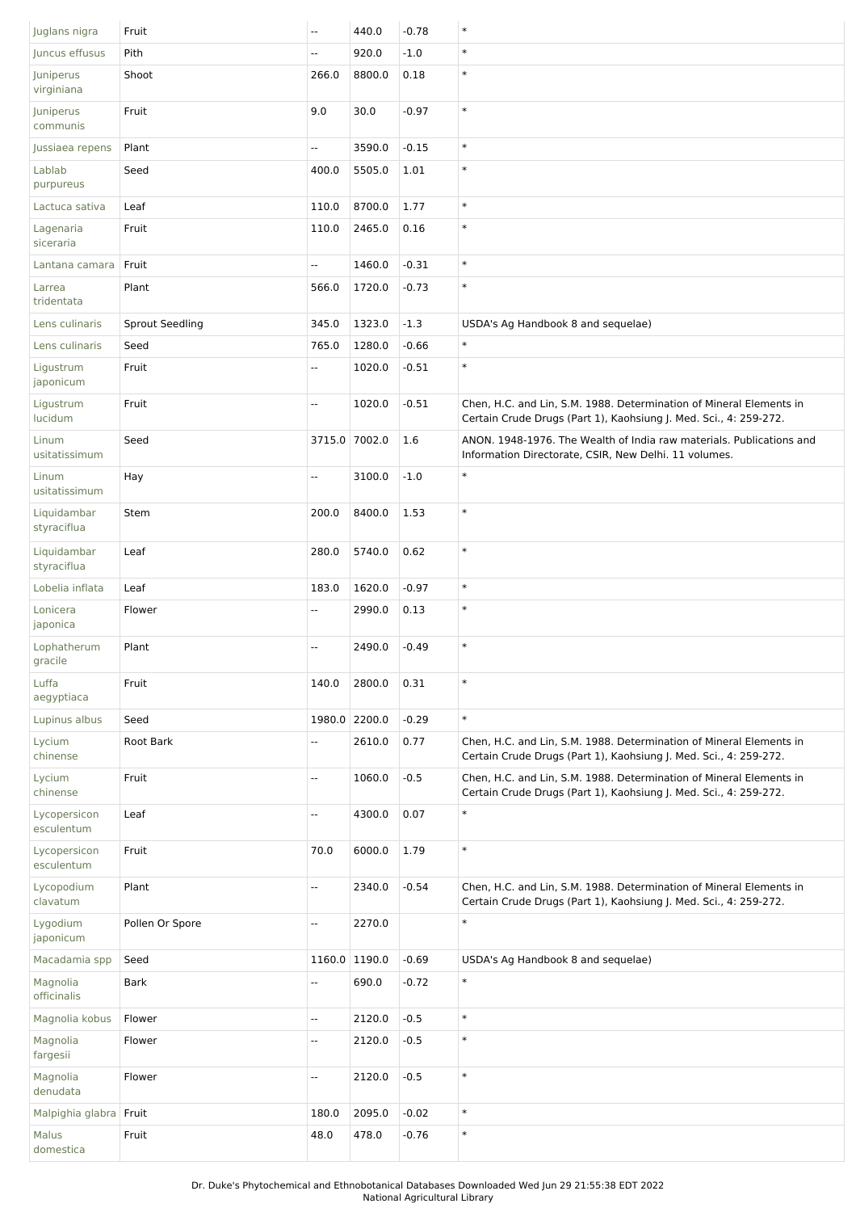| Juglans nigra | Fruit | -- | 440.0 | -0.78 | * |
|---|---|---|---|---|---|
| Juncus effusus | Pith | -- | 920.0 | -1.0 | * |
| Juniperus virginiana | Shoot | 266.0 | 8800.0 | 0.18 | * |
| Juniperus communis | Fruit | 9.0 | 30.0 | -0.97 | * |
| Jussiaea repens | Plant | -- | 3590.0 | -0.15 | * |
| Lablab purpureus | Seed | 400.0 | 5505.0 | 1.01 | * |
| Lactuca sativa | Leaf | 110.0 | 8700.0 | 1.77 | * |
| Lagenaria siceraria | Fruit | 110.0 | 2465.0 | 0.16 | * |
| Lantana camara | Fruit | -- | 1460.0 | -0.31 | * |
| Larrea tridentata | Plant | 566.0 | 1720.0 | -0.73 | * |
| Lens culinaris | Sprout Seedling | 345.0 | 1323.0 | -1.3 | USDA's Ag Handbook 8 and sequelae) |
| Lens culinaris | Seed | 765.0 | 1280.0 | -0.66 | * |
| Ligustrum japonicum | Fruit | -- | 1020.0 | -0.51 | * |
| Ligustrum lucidum | Fruit | -- | 1020.0 | -0.51 | Chen, H.C. and Lin, S.M. 1988. Determination of Mineral Elements in Certain Crude Drugs (Part 1), Kaohsiung J. Med. Sci., 4: 259-272. |
| Linum usitatissimum | Seed | 3715.0 | 7002.0 | 1.6 | ANON. 1948-1976. The Wealth of India raw materials. Publications and Information Directorate, CSIR, New Delhi. 11 volumes. |
| Linum usitatissimum | Hay | -- | 3100.0 | -1.0 | * |
| Liquidambar styraciflua | Stem | 200.0 | 8400.0 | 1.53 | * |
| Liquidambar styraciflua | Leaf | 280.0 | 5740.0 | 0.62 | * |
| Lobelia inflata | Leaf | 183.0 | 1620.0 | -0.97 | * |
| Lonicera japonica | Flower | -- | 2990.0 | 0.13 | * |
| Lophatherum gracile | Plant | -- | 2490.0 | -0.49 | * |
| Luffa aegyptiaca | Fruit | 140.0 | 2800.0 | 0.31 | * |
| Lupinus albus | Seed | 1980.0 | 2200.0 | -0.29 | * |
| Lycium chinense | Root Bark | -- | 2610.0 | 0.77 | Chen, H.C. and Lin, S.M. 1988. Determination of Mineral Elements in Certain Crude Drugs (Part 1), Kaohsiung J. Med. Sci., 4: 259-272. |
| Lycium chinense | Fruit | -- | 1060.0 | -0.5 | Chen, H.C. and Lin, S.M. 1988. Determination of Mineral Elements in Certain Crude Drugs (Part 1), Kaohsiung J. Med. Sci., 4: 259-272. |
| Lycopersicon esculentum | Leaf | -- | 4300.0 | 0.07 | * |
| Lycopersicon esculentum | Fruit | 70.0 | 6000.0 | 1.79 | * |
| Lycopodium clavatum | Plant | -- | 2340.0 | -0.54 | Chen, H.C. and Lin, S.M. 1988. Determination of Mineral Elements in Certain Crude Drugs (Part 1), Kaohsiung J. Med. Sci., 4: 259-272. |
| Lygodium japonicum | Pollen Or Spore | -- | 2270.0 | | * |
| Macadamia spp | Seed | 1160.0 | 1190.0 | -0.69 | USDA's Ag Handbook 8 and sequelae) |
| Magnolia officinalis | Bark | -- | 690.0 | -0.72 | * |
| Magnolia kobus | Flower | -- | 2120.0 | -0.5 | * |
| Magnolia fargesii | Flower | -- | 2120.0 | -0.5 | * |
| Magnolia denudata | Flower | -- | 2120.0 | -0.5 | * |
| Malpighia glabra | Fruit | 180.0 | 2095.0 | -0.02 | * |
| Malus domestica | Fruit | 48.0 | 478.0 | -0.76 | * |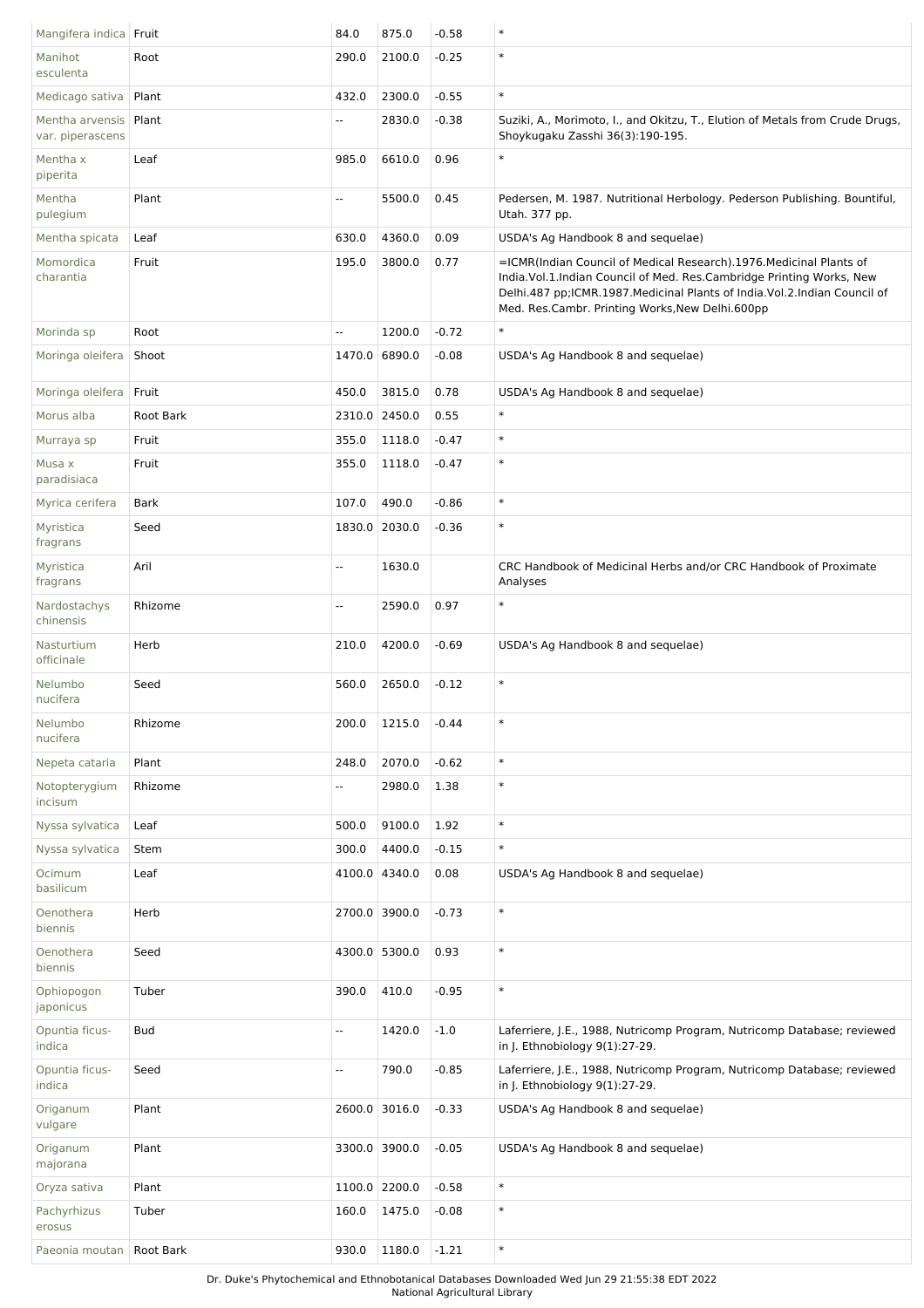| Mangifera indica | Fruit | 84.0 | 875.0 | -0.58 | * |
|---|---|---|---|---|---|
| Manihot esculenta | Root | 290.0 | 2100.0 | -0.25 | * |
| Medicago sativa | Plant | 432.0 | 2300.0 | -0.55 | * |
| Mentha arvensis var. piperascens | Plant | -- | 2830.0 | -0.38 | Suziki, A., Morimoto, I., and Okitzu, T., Elution of Metals from Crude Drugs, Shoykugaku Zasshi 36(3):190-195. |
| Mentha x piperita | Leaf | 985.0 | 6610.0 | 0.96 | * |
| Mentha pulegium | Plant | -- | 5500.0 | 0.45 | Pedersen, M. 1987. Nutritional Herbology. Pederson Publishing. Bountiful, Utah. 377 pp. |
| Mentha spicata | Leaf | 630.0 | 4360.0 | 0.09 | USDA's Ag Handbook 8 and sequelae) |
| Momordica charantia | Fruit | 195.0 | 3800.0 | 0.77 | =ICMR(Indian Council of Medical Research).1976.Medicinal Plants of India.Vol.1.Indian Council of Med. Res.Cambridge Printing Works, New Delhi.487 pp;ICMR.1987.Medicinal Plants of India.Vol.2.Indian Council of Med. Res.Cambr. Printing Works,New Delhi.600pp |
| Morinda sp | Root | -- | 1200.0 | -0.72 | * |
| Moringa oleifera | Shoot | 1470.0 | 6890.0 | -0.08 | USDA's Ag Handbook 8 and sequelae) |
| Moringa oleifera | Fruit | 450.0 | 3815.0 | 0.78 | USDA's Ag Handbook 8 and sequelae) |
| Morus alba | Root Bark | 2310.0 | 2450.0 | 0.55 | * |
| Murraya sp | Fruit | 355.0 | 1118.0 | -0.47 | * |
| Musa x paradisiaca | Fruit | 355.0 | 1118.0 | -0.47 | * |
| Myrica cerifera | Bark | 107.0 | 490.0 | -0.86 | * |
| Myristica fragrans | Seed | 1830.0 | 2030.0 | -0.36 | * |
| Myristica fragrans | Aril | -- | 1630.0 | | CRC Handbook of Medicinal Herbs and/or CRC Handbook of Proximate Analyses |
| Nardostachys chinensis | Rhizome | -- | 2590.0 | 0.97 | * |
| Nasturtium officinale | Herb | 210.0 | 4200.0 | -0.69 | USDA's Ag Handbook 8 and sequelae) |
| Nelumbo nucifera | Seed | 560.0 | 2650.0 | -0.12 | * |
| Nelumbo nucifera | Rhizome | 200.0 | 1215.0 | -0.44 | * |
| Nepeta cataria | Plant | 248.0 | 2070.0 | -0.62 | * |
| Notopterygium incisum | Rhizome | -- | 2980.0 | 1.38 | * |
| Nyssa sylvatica | Leaf | 500.0 | 9100.0 | 1.92 | * |
| Nyssa sylvatica | Stem | 300.0 | 4400.0 | -0.15 | * |
| Ocimum basilicum | Leaf | 4100.0 | 4340.0 | 0.08 | USDA's Ag Handbook 8 and sequelae) |
| Oenothera biennis | Herb | 2700.0 | 3900.0 | -0.73 | * |
| Oenothera biennis | Seed | 4300.0 | 5300.0 | 0.93 | * |
| Ophiopogon japonicus | Tuber | 390.0 | 410.0 | -0.95 | * |
| Opuntia ficus-indica | Bud | -- | 1420.0 | -1.0 | Laferriere, J.E., 1988, Nutricomp Program, Nutricomp Database; reviewed in J. Ethnobiology 9(1):27-29. |
| Opuntia ficus-indica | Seed | -- | 790.0 | -0.85 | Laferriere, J.E., 1988, Nutricomp Program, Nutricomp Database; reviewed in J. Ethnobiology 9(1):27-29. |
| Origanum vulgare | Plant | 2600.0 | 3016.0 | -0.33 | USDA's Ag Handbook 8 and sequelae) |
| Origanum majorana | Plant | 3300.0 | 3900.0 | -0.05 | USDA's Ag Handbook 8 and sequelae) |
| Oryza sativa | Plant | 1100.0 | 2200.0 | -0.58 | * |
| Pachyrhizus erosus | Tuber | 160.0 | 1475.0 | -0.08 | * |
| Paeonia moutan | Root Bark | 930.0 | 1180.0 | -1.21 | * |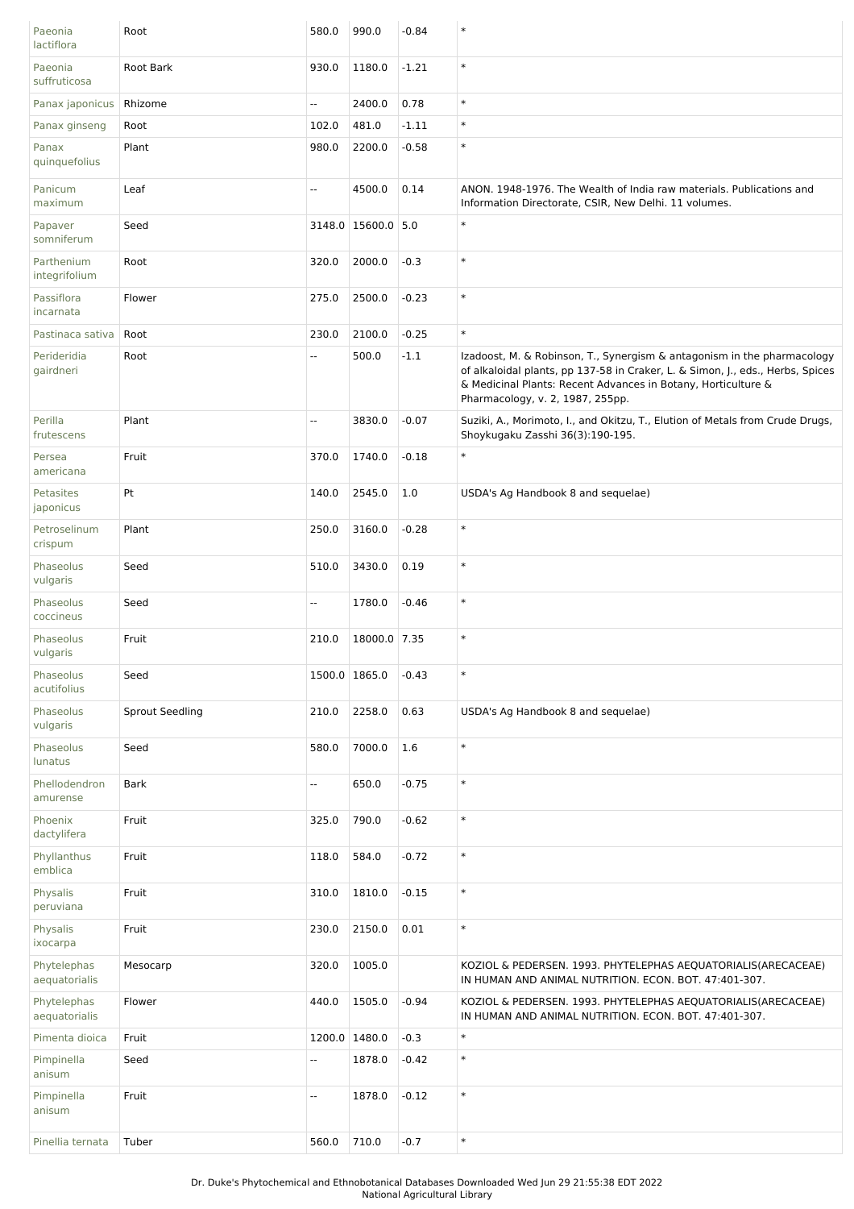| Paeonia lactiflora | Root | 580.0 | 990.0 | -0.84 | * |
|---|---|---|---|---|---|
| Paeonia suffruticosa | Root Bark | 930.0 | 1180.0 | -1.21 | * |
| Panax japonicus | Rhizome | -- | 2400.0 | 0.78 | * |
| Panax ginseng | Root | 102.0 | 481.0 | -1.11 | * |
| Panax quinquefolius | Plant | 980.0 | 2200.0 | -0.58 | * |
| Panicum maximum | Leaf | -- | 4500.0 | 0.14 | ANON. 1948-1976. The Wealth of India raw materials. Publications and Information Directorate, CSIR, New Delhi. 11 volumes. |
| Papaver somniferum | Seed | 3148.0 | 15600.0 | 5.0 | * |
| Parthenium integrifolium | Root | 320.0 | 2000.0 | -0.3 | * |
| Passiflora incarnata | Flower | 275.0 | 2500.0 | -0.23 | * |
| Pastinaca sativa | Root | 230.0 | 2100.0 | -0.25 | * |
| Perideridia gairdneri | Root | -- | 500.0 | -1.1 | Izadoost, M. & Robinson, T., Synergism & antagonism in the pharmacology of alkaloidal plants, pp 137-58 in Craker, L. & Simon, J., eds., Herbs, Spices & Medicinal Plants: Recent Advances in Botany, Horticulture & Pharmacology, v. 2, 1987, 255pp. |
| Perilla frutescens | Plant | -- | 3830.0 | -0.07 | Suziki, A., Morimoto, I., and Okitzu, T., Elution of Metals from Crude Drugs, Shoykugaku Zasshi 36(3):190-195. |
| Persea americana | Fruit | 370.0 | 1740.0 | -0.18 | * |
| Petasites japonicus | Pt | 140.0 | 2545.0 | 1.0 | USDA's Ag Handbook 8 and sequelae) |
| Petroselinum crispum | Plant | 250.0 | 3160.0 | -0.28 | * |
| Phaseolus vulgaris | Seed | 510.0 | 3430.0 | 0.19 | * |
| Phaseolus coccineus | Seed | -- | 1780.0 | -0.46 | * |
| Phaseolus vulgaris | Fruit | 210.0 | 18000.0 | 7.35 | * |
| Phaseolus acutifolius | Seed | 1500.0 | 1865.0 | -0.43 | * |
| Phaseolus vulgaris | Sprout Seedling | 210.0 | 2258.0 | 0.63 | USDA's Ag Handbook 8 and sequelae) |
| Phaseolus lunatus | Seed | 580.0 | 7000.0 | 1.6 | * |
| Phellodendron amurense | Bark | -- | 650.0 | -0.75 | * |
| Phoenix dactylifera | Fruit | 325.0 | 790.0 | -0.62 | * |
| Phyllanthus emblica | Fruit | 118.0 | 584.0 | -0.72 | * |
| Physalis peruviana | Fruit | 310.0 | 1810.0 | -0.15 | * |
| Physalis ixocarpa | Fruit | 230.0 | 2150.0 | 0.01 | * |
| Phytelephas aequatorialis | Mesocarp | 320.0 | 1005.0 | | KOZIOL & PEDERSEN. 1993. PHYTELEPHAS AEQUATORIALIS(ARECACEAE) IN HUMAN AND ANIMAL NUTRITION. ECON. BOT. 47:401-307. |
| Phytelephas aequatorialis | Flower | 440.0 | 1505.0 | -0.94 | KOZIOL & PEDERSEN. 1993. PHYTELEPHAS AEQUATORIALIS(ARECACEAE) IN HUMAN AND ANIMAL NUTRITION. ECON. BOT. 47:401-307. |
| Pimenta dioica | Fruit | 1200.0 | 1480.0 | -0.3 | * |
| Pimpinella anisum | Seed | -- | 1878.0 | -0.42 | * |
| Pimpinella anisum | Fruit | -- | 1878.0 | -0.12 | * |
| Pinellia ternata | Tuber | 560.0 | 710.0 | -0.7 | * |

Dr. Duke's Phytochemical and Ethnobotanical Databases Downloaded Wed Jun 29 21:55:38 EDT 2022
National Agricultural Library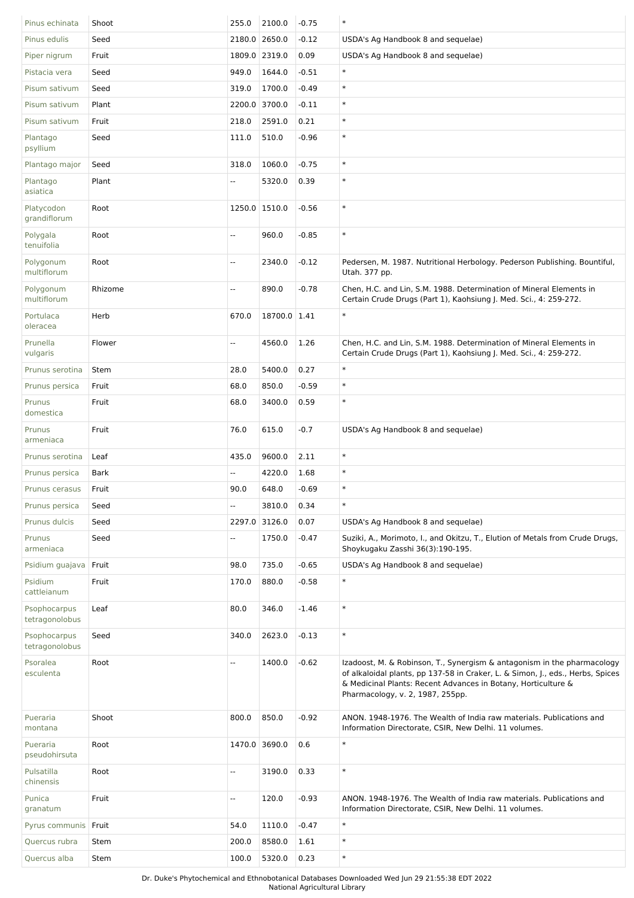| | | | | | |
|---|---|---|---|---|---|
| Pinus echinata | Shoot | 255.0 | 2100.0 | -0.75 | * |
| Pinus edulis | Seed | 2180.0 | 2650.0 | -0.12 | USDA's Ag Handbook 8 and sequelae) |
| Piper nigrum | Fruit | 1809.0 | 2319.0 | 0.09 | USDA's Ag Handbook 8 and sequelae) |
| Pistacia vera | Seed | 949.0 | 1644.0 | -0.51 | * |
| Pisum sativum | Seed | 319.0 | 1700.0 | -0.49 | * |
| Pisum sativum | Plant | 2200.0 | 3700.0 | -0.11 | * |
| Pisum sativum | Fruit | 218.0 | 2591.0 | 0.21 | * |
| Plantago psyllium | Seed | 111.0 | 510.0 | -0.96 | * |
| Plantago major | Seed | 318.0 | 1060.0 | -0.75 | * |
| Plantago asiatica | Plant | -- | 5320.0 | 0.39 | * |
| Platycodon grandiflorum | Root | 1250.0 | 1510.0 | -0.56 | * |
| Polygala tenuifolia | Root | -- | 960.0 | -0.85 | * |
| Polygonum multiflorum | Root | -- | 2340.0 | -0.12 | Pedersen, M. 1987. Nutritional Herbology. Pederson Publishing. Bountiful, Utah. 377 pp. |
| Polygonum multiflorum | Rhizome | -- | 890.0 | -0.78 | Chen, H.C. and Lin, S.M. 1988. Determination of Mineral Elements in Certain Crude Drugs (Part 1), Kaohsiung J. Med. Sci., 4: 259-272. |
| Portulaca oleracea | Herb | 670.0 | 18700.0 | 1.41 | * |
| Prunella vulgaris | Flower | -- | 4560.0 | 1.26 | Chen, H.C. and Lin, S.M. 1988. Determination of Mineral Elements in Certain Crude Drugs (Part 1), Kaohsiung J. Med. Sci., 4: 259-272. |
| Prunus serotina | Stem | 28.0 | 5400.0 | 0.27 | * |
| Prunus persica | Fruit | 68.0 | 850.0 | -0.59 | * |
| Prunus domestica | Fruit | 68.0 | 3400.0 | 0.59 | * |
| Prunus armeniaca | Fruit | 76.0 | 615.0 | -0.7 | USDA's Ag Handbook 8 and sequelae) |
| Prunus serotina | Leaf | 435.0 | 9600.0 | 2.11 | * |
| Prunus persica | Bark | -- | 4220.0 | 1.68 | * |
| Prunus cerasus | Fruit | 90.0 | 648.0 | -0.69 | * |
| Prunus persica | Seed | -- | 3810.0 | 0.34 | * |
| Prunus dulcis | Seed | 2297.0 | 3126.0 | 0.07 | USDA's Ag Handbook 8 and sequelae) |
| Prunus armeniaca | Seed | -- | 1750.0 | -0.47 | Suziki, A., Morimoto, I., and Okitzu, T., Elution of Metals from Crude Drugs, Shoykugaku Zasshi 36(3):190-195. |
| Psidium guajava | Fruit | 98.0 | 735.0 | -0.65 | USDA's Ag Handbook 8 and sequelae) |
| Psidium cattleianum | Fruit | 170.0 | 880.0 | -0.58 | * |
| Psophocarpus tetragonolobus | Leaf | 80.0 | 346.0 | -1.46 | * |
| Psophocarpus tetragonolobus | Seed | 340.0 | 2623.0 | -0.13 | * |
| Psoralea esculenta | Root | -- | 1400.0 | -0.62 | Izadoost, M. & Robinson, T., Synergism & antagonism in the pharmacology of alkaloidal plants, pp 137-58 in Craker, L. & Simon, J., eds., Herbs, Spices & Medicinal Plants: Recent Advances in Botany, Horticulture & Pharmacology, v. 2, 1987, 255pp. |
| Pueraria montana | Shoot | 800.0 | 850.0 | -0.92 | ANON. 1948-1976. The Wealth of India raw materials. Publications and Information Directorate, CSIR, New Delhi. 11 volumes. |
| Pueraria pseudohirsuta | Root | 1470.0 | 3690.0 | 0.6 | * |
| Pulsatilla chinensis | Root | -- | 3190.0 | 0.33 | * |
| Punica granatum | Fruit | -- | 120.0 | -0.93 | ANON. 1948-1976. The Wealth of India raw materials. Publications and Information Directorate, CSIR, New Delhi. 11 volumes. |
| Pyrus communis | Fruit | 54.0 | 1110.0 | -0.47 | * |
| Quercus rubra | Stem | 200.0 | 8580.0 | 1.61 | * |
| Quercus alba | Stem | 100.0 | 5320.0 | 0.23 | * |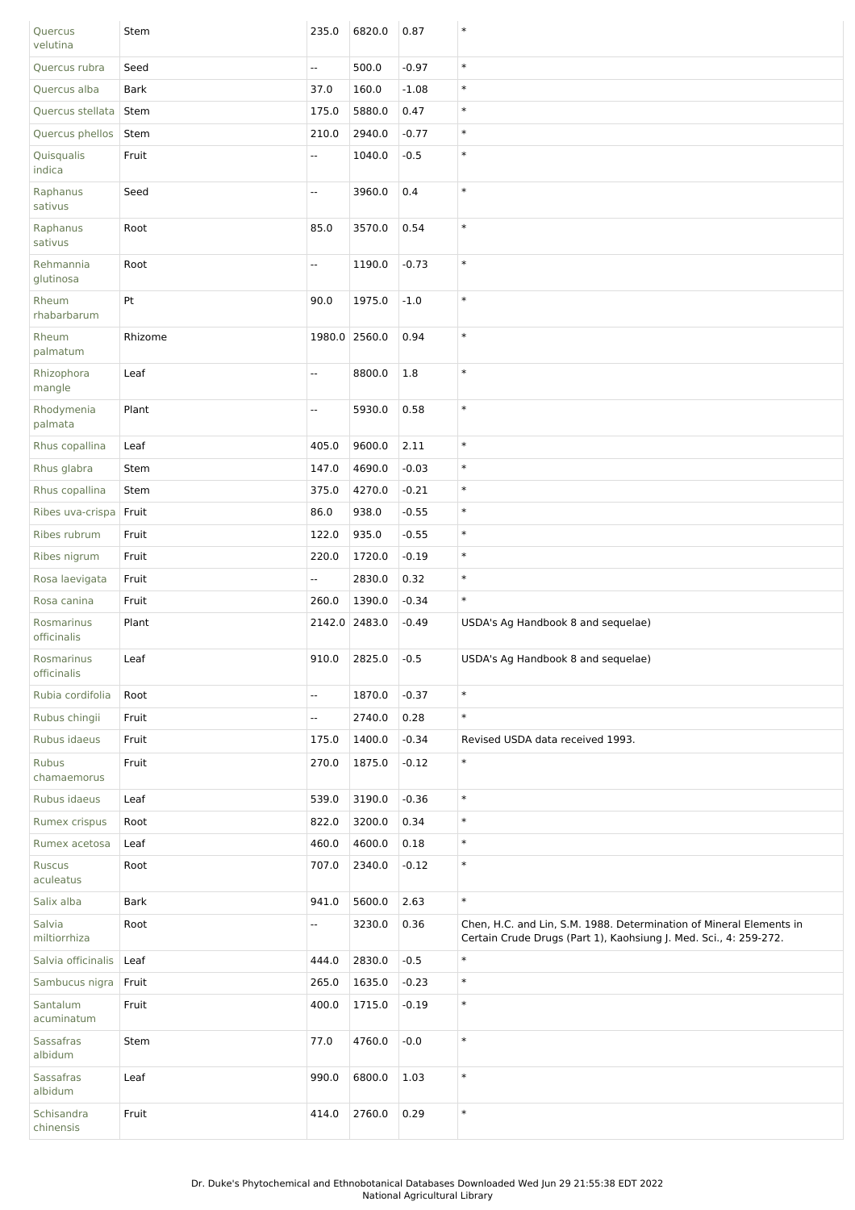| | | | | | |
|---|---|---|---|---|---|
| Quercus velutina | Stem | 235.0 | 6820.0 | 0.87 | * |
| Quercus rubra | Seed | -- | 500.0 | -0.97 | * |
| Quercus alba | Bark | 37.0 | 160.0 | -1.08 | * |
| Quercus stellata | Stem | 175.0 | 5880.0 | 0.47 | * |
| Quercus phellos | Stem | 210.0 | 2940.0 | -0.77 | * |
| Quisqualis indica | Fruit | -- | 1040.0 | -0.5 | * |
| Raphanus sativus | Seed | -- | 3960.0 | 0.4 | * |
| Raphanus sativus | Root | 85.0 | 3570.0 | 0.54 | * |
| Rehmannia glutinosa | Root | -- | 1190.0 | -0.73 | * |
| Rheum rhabarbarum | Pt | 90.0 | 1975.0 | -1.0 | * |
| Rheum palmatum | Rhizome | 1980.0 | 2560.0 | 0.94 | * |
| Rhizophora mangle | Leaf | -- | 8800.0 | 1.8 | * |
| Rhodymenia palmata | Plant | -- | 5930.0 | 0.58 | * |
| Rhus copallina | Leaf | 405.0 | 9600.0 | 2.11 | * |
| Rhus glabra | Stem | 147.0 | 4690.0 | -0.03 | * |
| Rhus copallina | Stem | 375.0 | 4270.0 | -0.21 | * |
| Ribes uva-crispa | Fruit | 86.0 | 938.0 | -0.55 | * |
| Ribes rubrum | Fruit | 122.0 | 935.0 | -0.55 | * |
| Ribes nigrum | Fruit | 220.0 | 1720.0 | -0.19 | * |
| Rosa laevigata | Fruit | -- | 2830.0 | 0.32 | * |
| Rosa canina | Fruit | 260.0 | 1390.0 | -0.34 | * |
| Rosmarinus officinalis | Plant | 2142.0 | 2483.0 | -0.49 | USDA's Ag Handbook 8 and sequelae) |
| Rosmarinus officinalis | Leaf | 910.0 | 2825.0 | -0.5 | USDA's Ag Handbook 8 and sequelae) |
| Rubia cordifolia | Root | -- | 1870.0 | -0.37 | * |
| Rubus chingii | Fruit | -- | 2740.0 | 0.28 | * |
| Rubus idaeus | Fruit | 175.0 | 1400.0 | -0.34 | Revised USDA data received 1993. |
| Rubus chamaemorus | Fruit | 270.0 | 1875.0 | -0.12 | * |
| Rubus idaeus | Leaf | 539.0 | 3190.0 | -0.36 | * |
| Rumex crispus | Root | 822.0 | 3200.0 | 0.34 | * |
| Rumex acetosa | Leaf | 460.0 | 4600.0 | 0.18 | * |
| Ruscus aculeatus | Root | 707.0 | 2340.0 | -0.12 | * |
| Salix alba | Bark | 941.0 | 5600.0 | 2.63 | * |
| Salvia miltiorrhiza | Root | -- | 3230.0 | 0.36 | Chen, H.C. and Lin, S.M. 1988. Determination of Mineral Elements in Certain Crude Drugs (Part 1), Kaohsiung J. Med. Sci., 4: 259-272. |
| Salvia officinalis | Leaf | 444.0 | 2830.0 | -0.5 | * |
| Sambucus nigra | Fruit | 265.0 | 1635.0 | -0.23 | * |
| Santalum acuminatum | Fruit | 400.0 | 1715.0 | -0.19 | * |
| Sassafras albidum | Stem | 77.0 | 4760.0 | -0.0 | * |
| Sassafras albidum | Leaf | 990.0 | 6800.0 | 1.03 | * |
| Schisandra chinensis | Fruit | 414.0 | 2760.0 | 0.29 | * |

Dr. Duke's Phytochemical and Ethnobotanical Databases Downloaded Wed Jun 29 21:55:38 EDT 2022
National Agricultural Library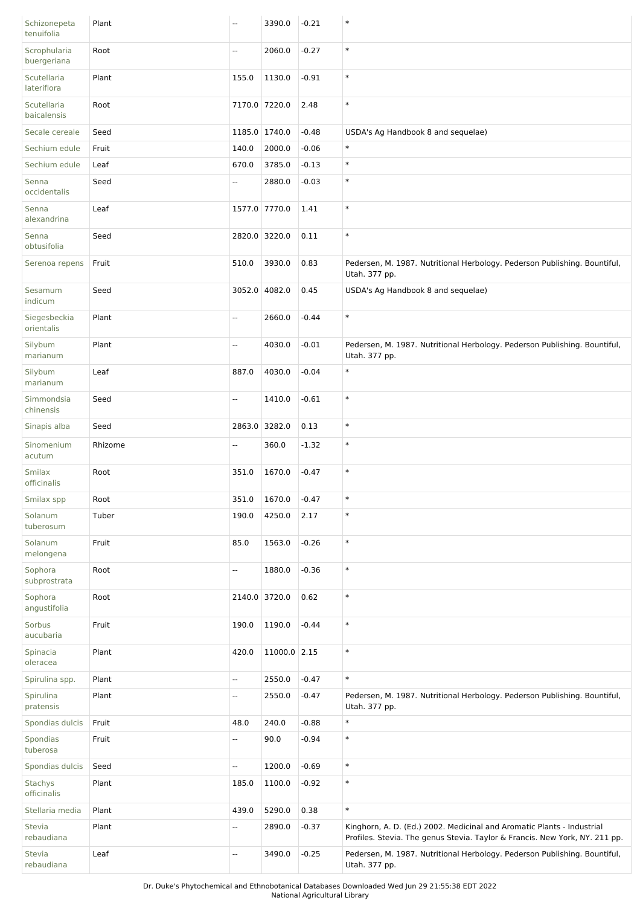| | | | | | |
|---|---|---|---|---|---|
| Schizonepeta tenuifolia | Plant | -- | 3390.0 | -0.21 | * |
| Scrophularia buergeriana | Root | -- | 2060.0 | -0.27 | * |
| Scutellaria lateriflora | Plant | 155.0 | 1130.0 | -0.91 | * |
| Scutellaria baicalensis | Root | 7170.0 | 7220.0 | 2.48 | * |
| Secale cereale | Seed | 1185.0 | 1740.0 | -0.48 | USDA's Ag Handbook 8 and sequelae) |
| Sechium edule | Fruit | 140.0 | 2000.0 | -0.06 | * |
| Sechium edule | Leaf | 670.0 | 3785.0 | -0.13 | * |
| Senna occidentalis | Seed | -- | 2880.0 | -0.03 | * |
| Senna alexandrina | Leaf | 1577.0 | 7770.0 | 1.41 | * |
| Senna obtusifolia | Seed | 2820.0 | 3220.0 | 0.11 | * |
| Serenoa repens | Fruit | 510.0 | 3930.0 | 0.83 | Pedersen, M. 1987. Nutritional Herbology. Pederson Publishing. Bountiful, Utah. 377 pp. |
| Sesamum indicum | Seed | 3052.0 | 4082.0 | 0.45 | USDA's Ag Handbook 8 and sequelae) |
| Siegesbeckia orientalis | Plant | -- | 2660.0 | -0.44 | * |
| Silybum marianum | Plant | -- | 4030.0 | -0.01 | Pedersen, M. 1987. Nutritional Herbology. Pederson Publishing. Bountiful, Utah. 377 pp. |
| Silybum marianum | Leaf | 887.0 | 4030.0 | -0.04 | * |
| Simmondsia chinensis | Seed | -- | 1410.0 | -0.61 | * |
| Sinapis alba | Seed | 2863.0 | 3282.0 | 0.13 | * |
| Sinomenium acutum | Rhizome | -- | 360.0 | -1.32 | * |
| Smilax officinalis | Root | 351.0 | 1670.0 | -0.47 | * |
| Smilax spp | Root | 351.0 | 1670.0 | -0.47 | * |
| Solanum tuberosum | Tuber | 190.0 | 4250.0 | 2.17 | * |
| Solanum melongena | Fruit | 85.0 | 1563.0 | -0.26 | * |
| Sophora subprostrata | Root | -- | 1880.0 | -0.36 | * |
| Sophora angustifolia | Root | 2140.0 | 3720.0 | 0.62 | * |
| Sorbus aucubaria | Fruit | 190.0 | 1190.0 | -0.44 | * |
| Spinacia oleracea | Plant | 420.0 | 11000.0 | 2.15 | * |
| Spirulina spp. | Plant | -- | 2550.0 | -0.47 | * |
| Spirulina pratensis | Plant | -- | 2550.0 | -0.47 | Pedersen, M. 1987. Nutritional Herbology. Pederson Publishing. Bountiful, Utah. 377 pp. |
| Spondias dulcis | Fruit | 48.0 | 240.0 | -0.88 | * |
| Spondias tuberosa | Fruit | -- | 90.0 | -0.94 | * |
| Spondias dulcis | Seed | -- | 1200.0 | -0.69 | * |
| Stachys officinalis | Plant | 185.0 | 1100.0 | -0.92 | * |
| Stellaria media | Plant | 439.0 | 5290.0 | 0.38 | * |
| Stevia rebaudiana | Plant | -- | 2890.0 | -0.37 | Kinghorn, A. D. (Ed.) 2002. Medicinal and Aromatic Plants - Industrial Profiles. Stevia. The genus Stevia. Taylor & Francis. New York, NY. 211 pp. |
| Stevia rebaudiana | Leaf | -- | 3490.0 | -0.25 | Pedersen, M. 1987. Nutritional Herbology. Pederson Publishing. Bountiful, Utah. 377 pp. |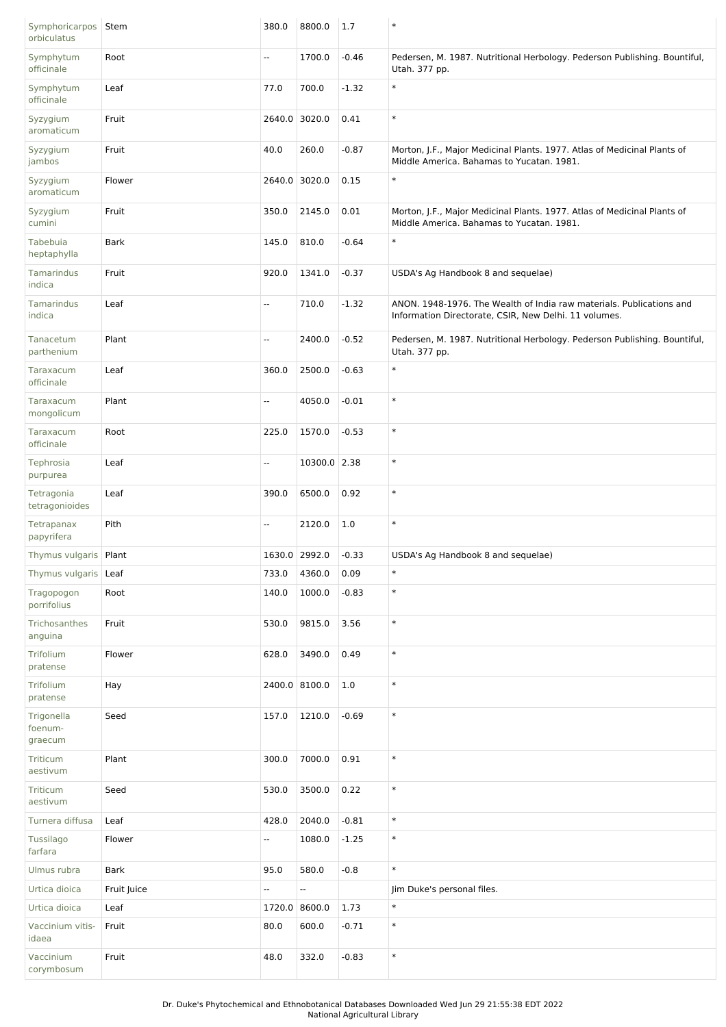| | | | | | |
|---|---|---|---|---|---|
| Symphoricarpos orbiculatus | Stem | 380.0 | 8800.0 | 1.7 | * |
| Symphytum officinale | Root | -- | 1700.0 | -0.46 | Pedersen, M. 1987. Nutritional Herbology. Pederson Publishing. Bountiful, Utah. 377 pp. |
| Symphytum officinale | Leaf | 77.0 | 700.0 | -1.32 | * |
| Syzygium aromaticum | Fruit | 2640.0 | 3020.0 | 0.41 | * |
| Syzygium jambos | Fruit | 40.0 | 260.0 | -0.87 | Morton, J.F., Major Medicinal Plants. 1977. Atlas of Medicinal Plants of Middle America. Bahamas to Yucatan. 1981. |
| Syzygium aromaticum | Flower | 2640.0 | 3020.0 | 0.15 | * |
| Syzygium cumini | Fruit | 350.0 | 2145.0 | 0.01 | Morton, J.F., Major Medicinal Plants. 1977. Atlas of Medicinal Plants of Middle America. Bahamas to Yucatan. 1981. |
| Tabebuia heptaphylla | Bark | 145.0 | 810.0 | -0.64 | * |
| Tamarindus indica | Fruit | 920.0 | 1341.0 | -0.37 | USDA's Ag Handbook 8 and sequelae) |
| Tamarindus indica | Leaf | -- | 710.0 | -1.32 | ANON. 1948-1976. The Wealth of India raw materials. Publications and Information Directorate, CSIR, New Delhi. 11 volumes. |
| Tanacetum parthenium | Plant | -- | 2400.0 | -0.52 | Pedersen, M. 1987. Nutritional Herbology. Pederson Publishing. Bountiful, Utah. 377 pp. |
| Taraxacum officinale | Leaf | 360.0 | 2500.0 | -0.63 | * |
| Taraxacum mongolicum | Plant | -- | 4050.0 | -0.01 | * |
| Taraxacum officinale | Root | 225.0 | 1570.0 | -0.53 | * |
| Tephrosia purpurea | Leaf | -- | 10300.0 | 2.38 | * |
| Tetragonia tetragonioides | Leaf | 390.0 | 6500.0 | 0.92 | * |
| Tetrapanax papyrifera | Pith | -- | 2120.0 | 1.0 | * |
| Thymus vulgaris | Plant | 1630.0 | 2992.0 | -0.33 | USDA's Ag Handbook 8 and sequelae) |
| Thymus vulgaris | Leaf | 733.0 | 4360.0 | 0.09 | * |
| Tragopogon porrifolius | Root | 140.0 | 1000.0 | -0.83 | * |
| Trichosanthes anguina | Fruit | 530.0 | 9815.0 | 3.56 | * |
| Trifolium pratense | Flower | 628.0 | 3490.0 | 0.49 | * |
| Trifolium pratense | Hay | 2400.0 | 8100.0 | 1.0 | * |
| Trigonella foenum-graecum | Seed | 157.0 | 1210.0 | -0.69 | * |
| Triticum aestivum | Plant | 300.0 | 7000.0 | 0.91 | * |
| Triticum aestivum | Seed | 530.0 | 3500.0 | 0.22 | * |
| Turnera diffusa | Leaf | 428.0 | 2040.0 | -0.81 | * |
| Tussilago farfara | Flower | -- | 1080.0 | -1.25 | * |
| Ulmus rubra | Bark | 95.0 | 580.0 | -0.8 | * |
| Urtica dioica | Fruit Juice | -- | -- | | Jim Duke's personal files. |
| Urtica dioica | Leaf | 1720.0 | 8600.0 | 1.73 | * |
| Vaccinium vitis-idaea | Fruit | 80.0 | 600.0 | -0.71 | * |
| Vaccinium corymbosum | Fruit | 48.0 | 332.0 | -0.83 | * |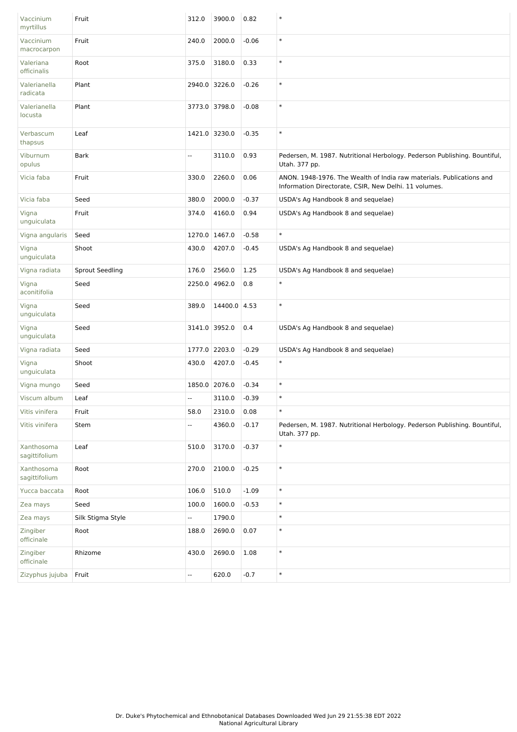| | | | | | |
|---|---|---|---|---|---|
| Vaccinium myrtillus | Fruit | 312.0 | 3900.0 | 0.82 | * |
| Vaccinium macrocarpon | Fruit | 240.0 | 2000.0 | -0.06 | * |
| Valeriana officinalis | Root | 375.0 | 3180.0 | 0.33 | * |
| Valerianella radicata | Plant | 2940.0 | 3226.0 | -0.26 | * |
| Valerianella locusta | Plant | 3773.0 | 3798.0 | -0.08 | * |
| Verbascum thapsus | Leaf | 1421.0 | 3230.0 | -0.35 | * |
| Viburnum opulus | Bark | -- | 3110.0 | 0.93 | Pedersen, M. 1987. Nutritional Herbology. Pederson Publishing. Bountiful, Utah. 377 pp. |
| Vicia faba | Fruit | 330.0 | 2260.0 | 0.06 | ANON. 1948-1976. The Wealth of India raw materials. Publications and Information Directorate, CSIR, New Delhi. 11 volumes. |
| Vicia faba | Seed | 380.0 | 2000.0 | -0.37 | USDA's Ag Handbook 8 and sequelae) |
| Vigna unguiculata | Fruit | 374.0 | 4160.0 | 0.94 | USDA's Ag Handbook 8 and sequelae) |
| Vigna angularis | Seed | 1270.0 | 1467.0 | -0.58 | * |
| Vigna unguiculata | Shoot | 430.0 | 4207.0 | -0.45 | USDA's Ag Handbook 8 and sequelae) |
| Vigna radiata | Sprout Seedling | 176.0 | 2560.0 | 1.25 | USDA's Ag Handbook 8 and sequelae) |
| Vigna aconitifolia | Seed | 2250.0 | 4962.0 | 0.8 | * |
| Vigna unguiculata | Seed | 389.0 | 14400.0 | 4.53 | * |
| Vigna unguiculata | Seed | 3141.0 | 3952.0 | 0.4 | USDA's Ag Handbook 8 and sequelae) |
| Vigna radiata | Seed | 1777.0 | 2203.0 | -0.29 | USDA's Ag Handbook 8 and sequelae) |
| Vigna unguiculata | Shoot | 430.0 | 4207.0 | -0.45 | * |
| Vigna mungo | Seed | 1850.0 | 2076.0 | -0.34 | * |
| Viscum album | Leaf | -- | 3110.0 | -0.39 | * |
| Vitis vinifera | Fruit | 58.0 | 2310.0 | 0.08 | * |
| Vitis vinifera | Stem | -- | 4360.0 | -0.17 | Pedersen, M. 1987. Nutritional Herbology. Pederson Publishing. Bountiful, Utah. 377 pp. |
| Xanthosoma sagittifolium | Leaf | 510.0 | 3170.0 | -0.37 | * |
| Xanthosoma sagittifolium | Root | 270.0 | 2100.0 | -0.25 | * |
| Yucca baccata | Root | 106.0 | 510.0 | -1.09 | * |
| Zea mays | Seed | 100.0 | 1600.0 | -0.53 | * |
| Zea mays | Silk Stigma Style | -- | 1790.0 | | * |
| Zingiber officinale | Root | 188.0 | 2690.0 | 0.07 | * |
| Zingiber officinale | Rhizome | 430.0 | 2690.0 | 1.08 | * |
| Zizyphus jujuba | Fruit | -- | 620.0 | -0.7 | * |

Dr. Duke's Phytochemical and Ethnobotanical Databases Downloaded Wed Jun 29 21:55:38 EDT 2022
National Agricultural Library